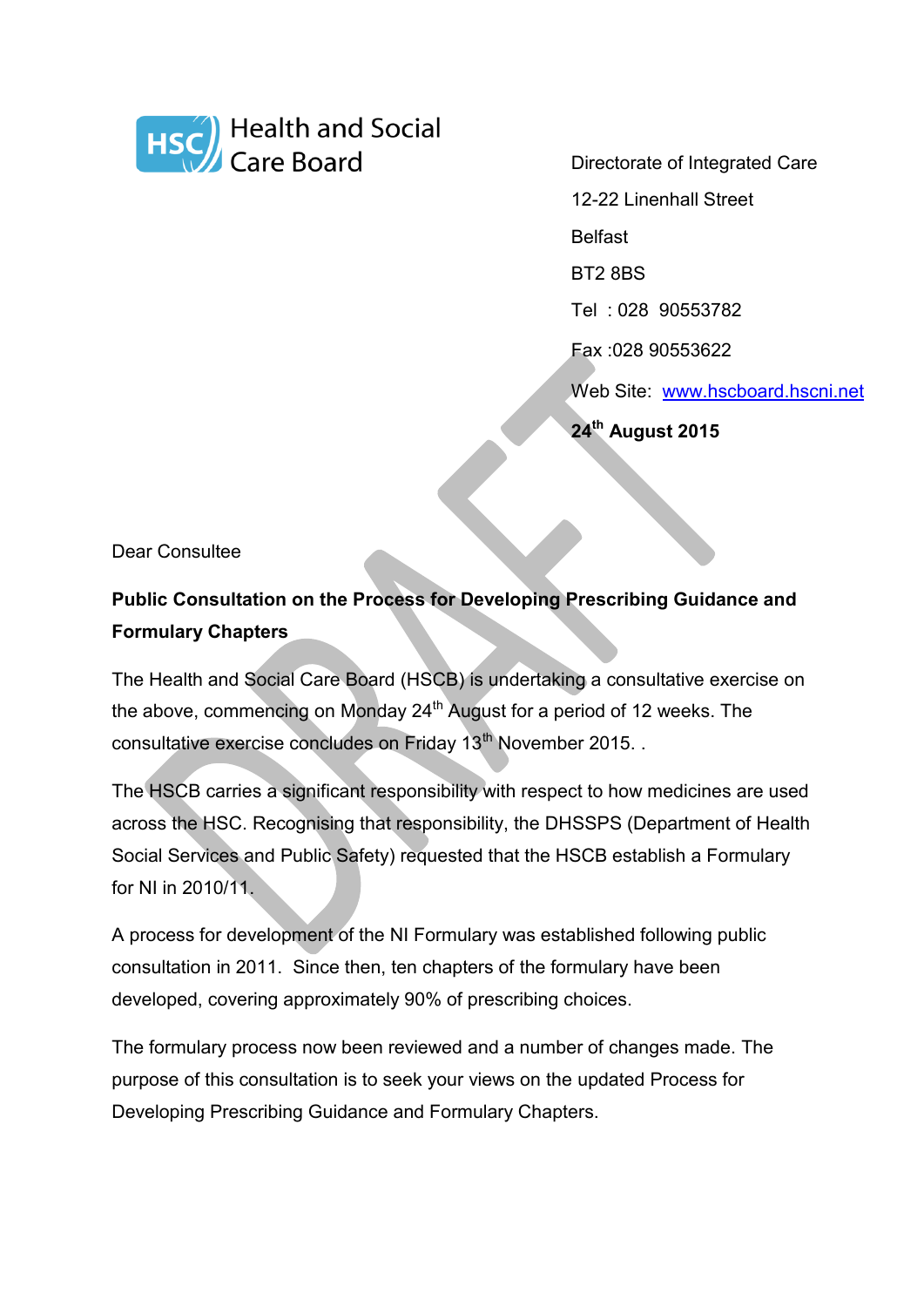Health and Social Care Board

Directorate of Integrated Care
12-22 Linenhall Street
Belfast
BT2 8BS
Tel : 028 90553782
Fax :028 90553622
Web Site: www.hscboard.hscni.net

**24th August 2015**

DRAFT

Dear Consultee

**Public Consultation on the Process for Developing Prescribing Guidance and Formulary Chapters**

The Health and Social Care Board (HSCB) is undertaking a consultative exercise on the above, commencing on Monday 24th August for a period of 12 weeks. The consultative exercise concludes on Friday 13th November 2015. .

The HSCB carries a significant responsibility with respect to how medicines are used across the HSC. Recognising that responsibility, the DHSSPS (Department of Health Social Services and Public Safety) requested that the HSCB establish a Formulary for NI in 2010/11.

A process for development of the NI Formulary was established following public consultation in 2011. Since then, ten chapters of the formulary have been developed, covering approximately 90% of prescribing choices.

The formulary process now been reviewed and a number of changes made. The purpose of this consultation is to seek your views on the updated Process for Developing Prescribing Guidance and Formulary Chapters.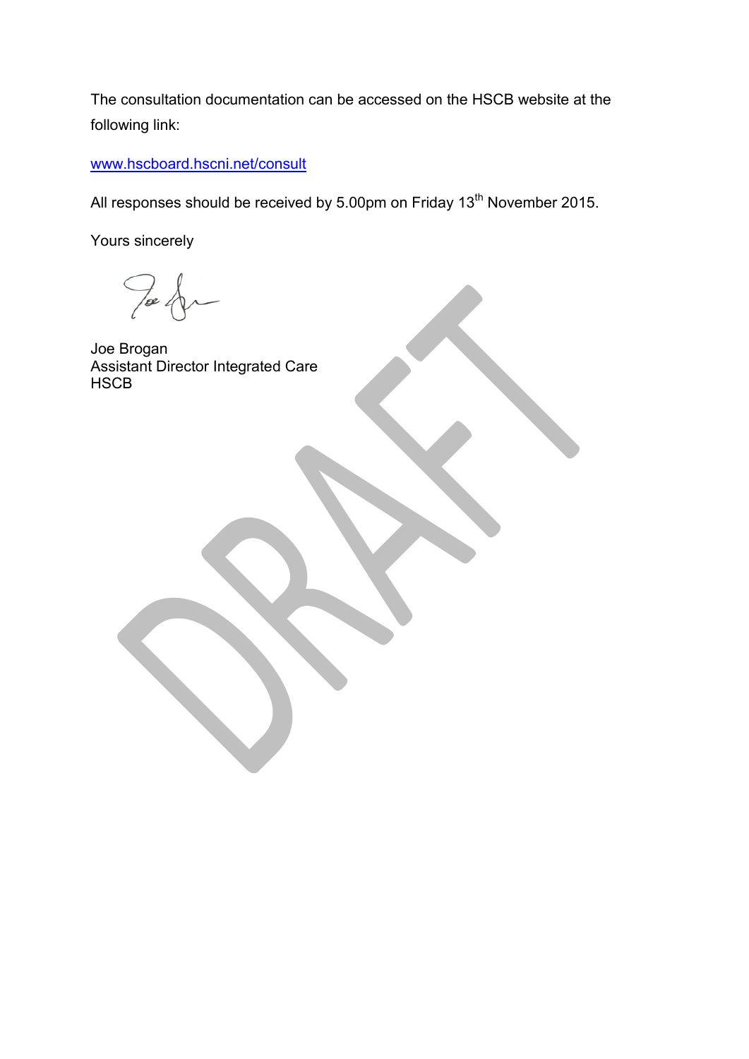The consultation documentation can be accessed on the HSCB website at the following link:

[www.hscboard.hscni.net/consult](http://www.hscboard.hscni.net/consult)

All responses should be received by 5.00pm on Friday 13th November 2015.

Yours sincerely

Joe Brogan
Assistant Director Integrated Care
HSCB